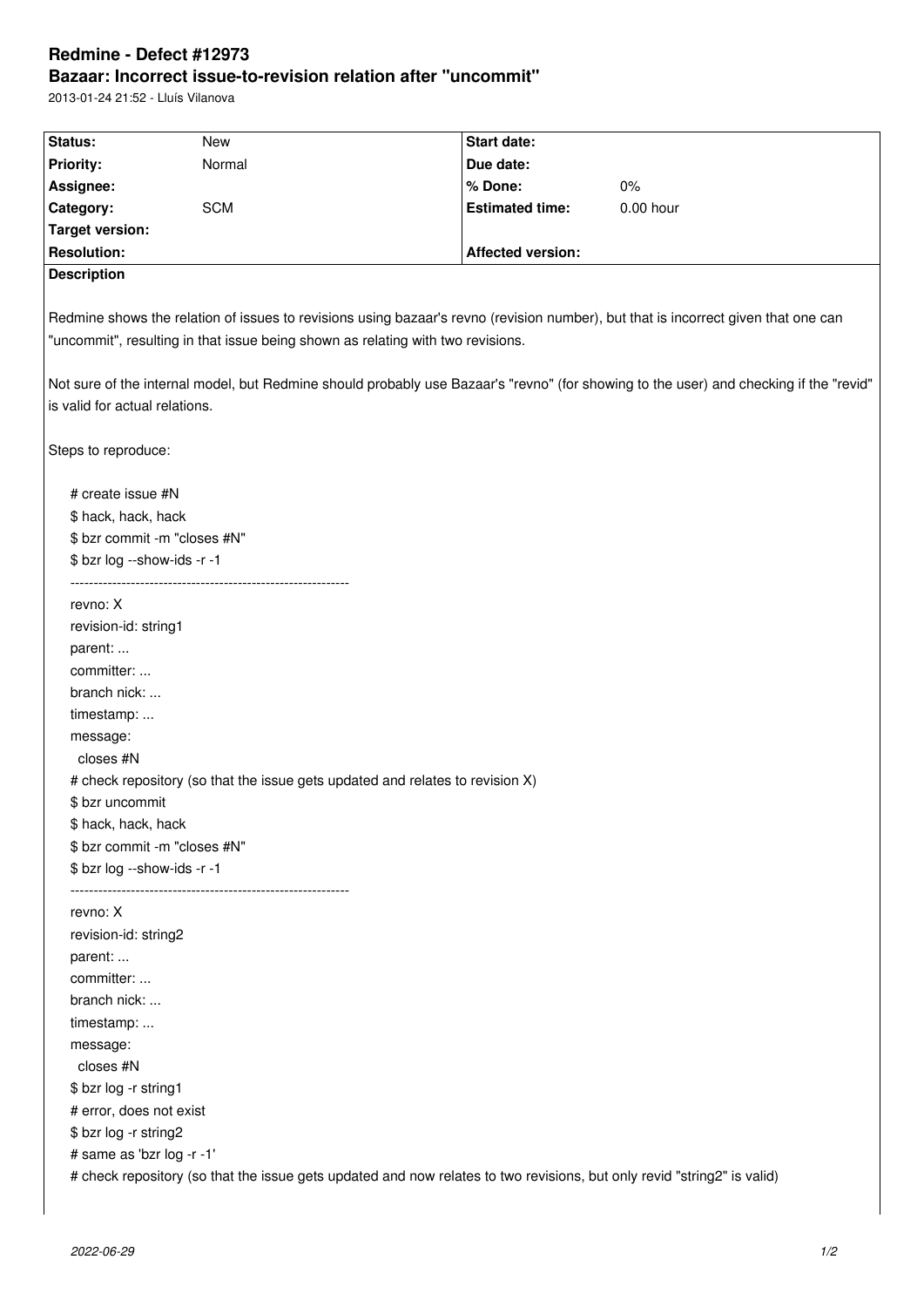# Redmine - Defect #12973

## Bazaar: Incorrect issue-to-revision relation after "uncommit"

2013-01-24 21:52 - Lluís Vilanova

| Status: | New | Start date: | |
|---|---|---|---|
| Priority: | Normal | Due date: | |
| Assignee: | | % Done: | 0% |
| Category: | SCM | Estimated time: | 0.00 hour |
| Target version: | | | |
| Resolution: | | Affected version: | |

**Description**

Redmine shows the relation of issues to revisions using bazaar's revno (revision number), but that is incorrect given that one can "uncommit", resulting in that issue being shown as relating with two revisions.

Not sure of the internal model, but Redmine should probably use Bazaar's "revno" (for showing to the user) and checking if the "revid" is valid for actual relations.

Steps to reproduce:

```
# create issue #N
$ hack, hack, hack
$ bzr commit -m "closes #N"
$ bzr log --show-ids -r -1
------------------------------------------------------------
revno: X
revision-id: string1
parent: ...
committer: ...
branch nick: ...
timestamp: ...
message:
  closes #N
# check repository (so that the issue gets updated and relates to revision X)
$ bzr uncommit
$ hack, hack, hack
$ bzr commit -m "closes #N"
$ bzr log --show-ids -r -1
------------------------------------------------------------
revno: X
revision-id: string2
parent: ...
committer: ...
branch nick: ...
timestamp: ...
message:
  closes #N
$ bzr log -r string1
# error, does not exist
$ bzr log -r string2
# same as 'bzr log -r -1'
# check repository (so that the issue gets updated and now relates to two revisions, but only revid "string2" is valid)
```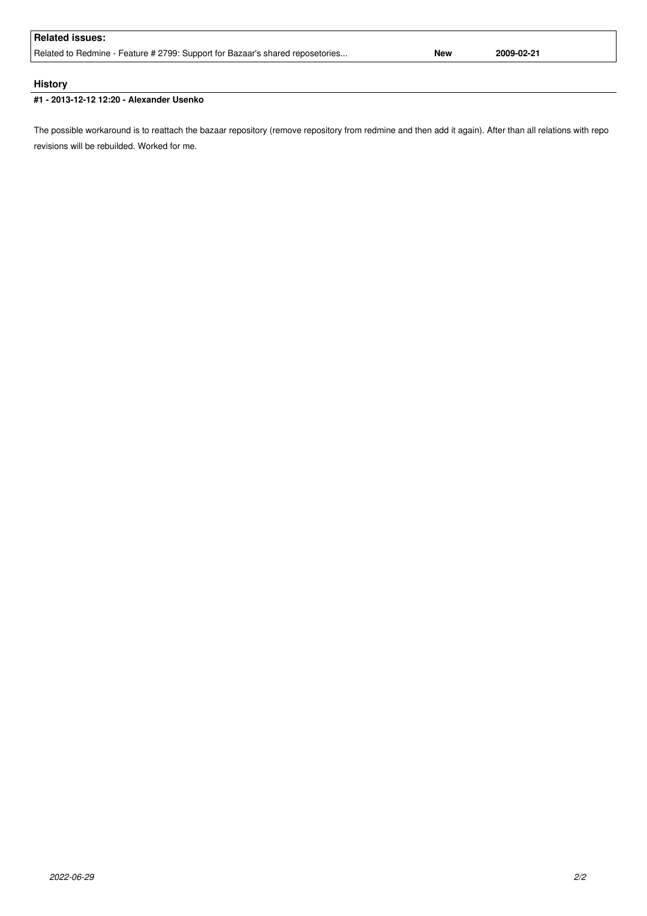**Related issues:**

| | | |
|---|---|---|
| Related to Redmine - Feature # 2799: Support for Bazaar's shared reposetories... | **New** | **2009-02-21** |

## History

### #1 - 2013-12-12 12:20 - Alexander Usenko

The possible workaround is to reattach the bazaar repository (remove repository from redmine and then add it again). After than all relations with repo revisions will be rebuilded. Worked for me.